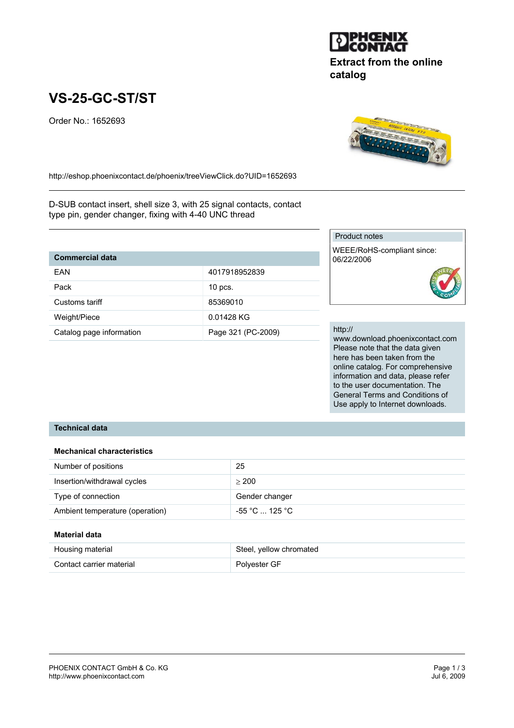Extract from the online catalog

# VS-25-GC-ST/ST

Order No.: 1652693

http://eshop.phoenixcontact.de/phoenix/treeViewClick.do?UID=1652693

D-SUB contact insert, shell size 3, with 25 signal contacts, contact type pin, gender changer, fixing with 4-40 UNC thread

| Commercial data | |
|---|---|
| EAN | 4017918952839 |
| Pack | 10 pcs. |
| Customs tariff | 85369010 |
| Weight/Piece | 0.01428 KG |
| Catalog page information | Page 321 (PC-2009) |

Product notes

WEEE/RoHS-compliant since: 06/22/2006

http://www.download.phoenixcontact.com
Please note that the data given here has been taken from the online catalog. For comprehensive information and data, please refer to the user documentation. The General Terms and Conditions of Use apply to Internet downloads.

## Technical data

### Mechanical characteristics

| | |
|---|---|
| Number of positions | 25 |
| Insertion/withdrawal cycles | ≥ 200 |
| Type of connection | Gender changer |
| Ambient temperature (operation) | -55 °C ... 125 °C |

### Material data

| | |
|---|---|
| Housing material | Steel, yellow chromated |
| Contact carrier material | Polyester GF |

PHOENIX CONTACT GmbH & Co. KG
http://www.phoenixcontact.com

Jul 6, 2009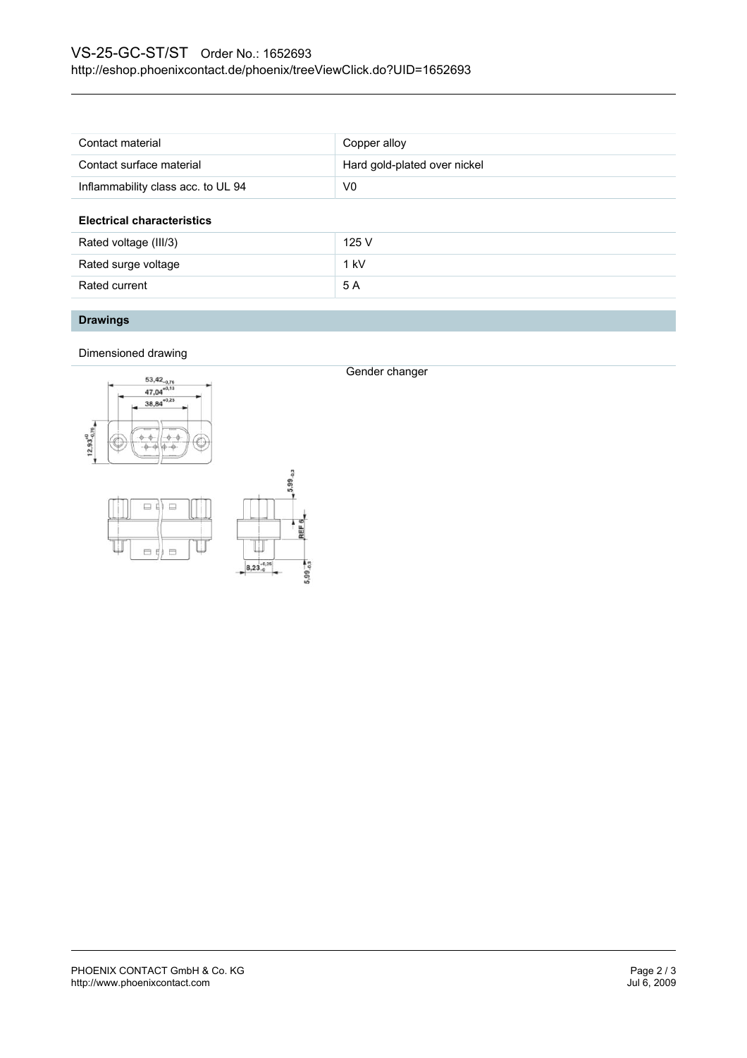| Contact material | Copper alloy |
| --- | --- |
| Contact surface material | Hard gold-plated over nickel |
| Inflammability class acc. to UL 94 | V0 |

**Electrical characteristics**

| Rated voltage (III/3) | 125 V |
| --- | --- |
| Rated surge voltage | 1 kV |
| Rated current | 5 A |

## Drawings

Dimensioned drawing

Gender changer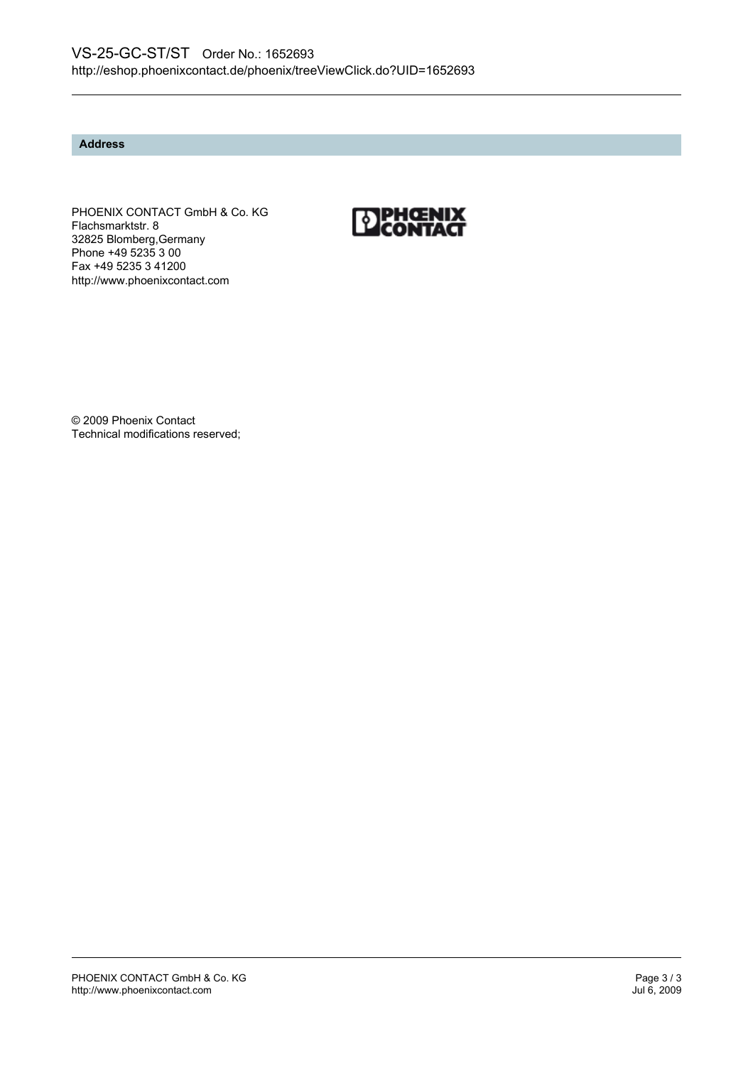## Address

PHOENIX CONTACT GmbH & Co. KG
Flachsmarktstr. 8
32825 Blomberg,Germany
Phone +49 5235 3 00
Fax +49 5235 3 41200
http://www.phoenixcontact.com

© 2009 Phoenix Contact
Technical modifications reserved;